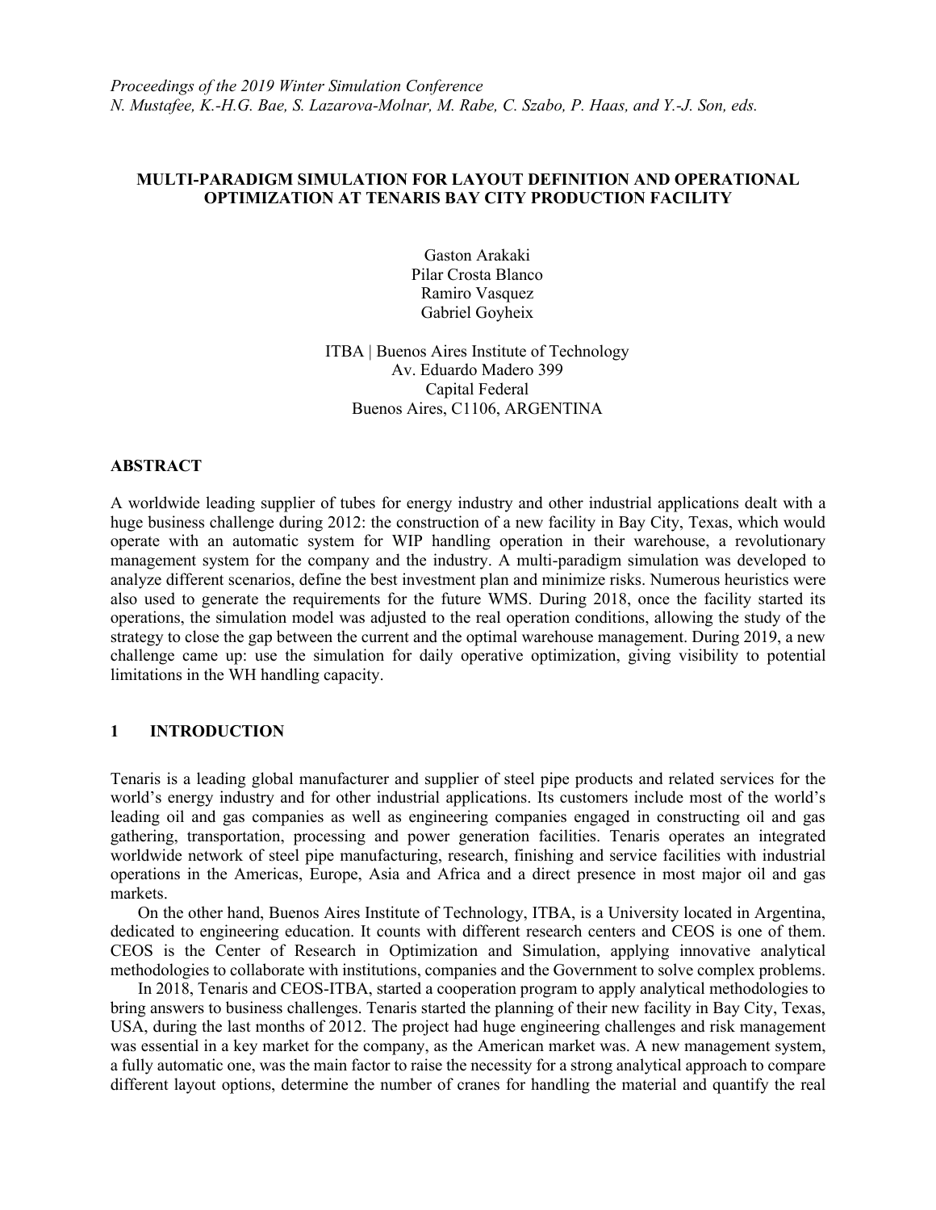*Proceedings of the 2019 Winter Simulation Conference*
*N. Mustafee, K.-H.G. Bae, S. Lazarova-Molnar, M. Rabe, C. Szabo, P. Haas, and Y.-J. Son, eds.*

# MULTI-PARADIGM SIMULATION FOR LAYOUT DEFINITION AND OPERATIONAL OPTIMIZATION AT TENARIS BAY CITY PRODUCTION FACILITY

Gaston Arakaki
Pilar Crosta Blanco
Ramiro Vasquez
Gabriel Goyheix

ITBA | Buenos Aires Institute of Technology
Av. Eduardo Madero 399
Capital Federal
Buenos Aires, C1106, ARGENTINA

## ABSTRACT

A worldwide leading supplier of tubes for energy industry and other industrial applications dealt with a huge business challenge during 2012: the construction of a new facility in Bay City, Texas, which would operate with an automatic system for WIP handling operation in their warehouse, a revolutionary management system for the company and the industry. A multi-paradigm simulation was developed to analyze different scenarios, define the best investment plan and minimize risks. Numerous heuristics were also used to generate the requirements for the future WMS. During 2018, once the facility started its operations, the simulation model was adjusted to the real operation conditions, allowing the study of the strategy to close the gap between the current and the optimal warehouse management. During 2019, a new challenge came up: use the simulation for daily operative optimization, giving visibility to potential limitations in the WH handling capacity.

## 1 INTRODUCTION

Tenaris is a leading global manufacturer and supplier of steel pipe products and related services for the world's energy industry and for other industrial applications. Its customers include most of the world's leading oil and gas companies as well as engineering companies engaged in constructing oil and gas gathering, transportation, processing and power generation facilities. Tenaris operates an integrated worldwide network of steel pipe manufacturing, research, finishing and service facilities with industrial operations in the Americas, Europe, Asia and Africa and a direct presence in most major oil and gas markets.

On the other hand, Buenos Aires Institute of Technology, ITBA, is a University located in Argentina, dedicated to engineering education. It counts with different research centers and CEOS is one of them. CEOS is the Center of Research in Optimization and Simulation, applying innovative analytical methodologies to collaborate with institutions, companies and the Government to solve complex problems.

In 2018, Tenaris and CEOS-ITBA, started a cooperation program to apply analytical methodologies to bring answers to business challenges. Tenaris started the planning of their new facility in Bay City, Texas, USA, during the last months of 2012. The project had huge engineering challenges and risk management was essential in a key market for the company, as the American market was. A new management system, a fully automatic one, was the main factor to raise the necessity for a strong analytical approach to compare different layout options, determine the number of cranes for handling the material and quantify the real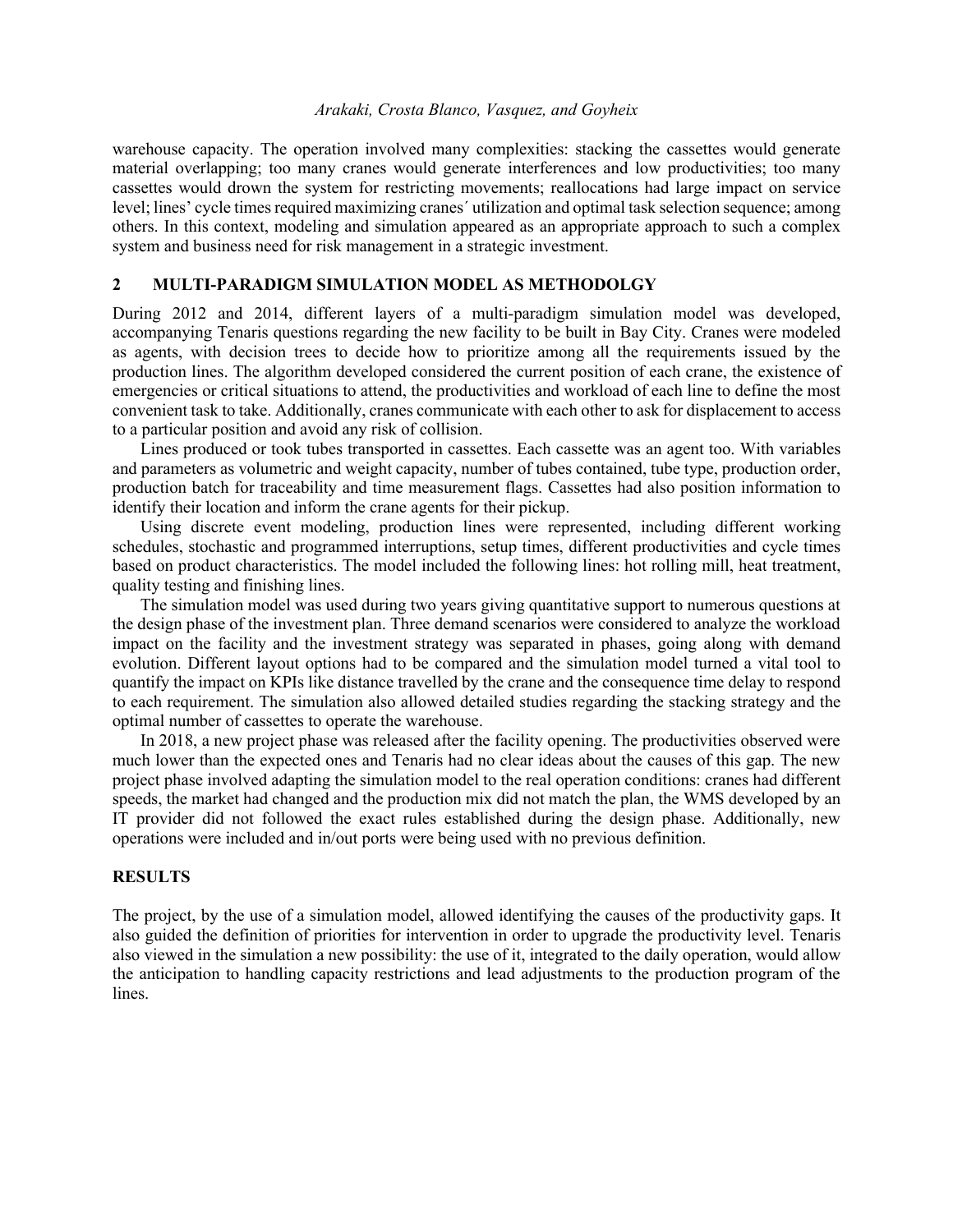warehouse capacity. The operation involved many complexities: stacking the cassettes would generate material overlapping; too many cranes would generate interferences and low productivities; too many cassettes would drown the system for restricting movements; reallocations had large impact on service level; lines' cycle times required maximizing cranes´ utilization and optimal task selection sequence; among others. In this context, modeling and simulation appeared as an appropriate approach to such a complex system and business need for risk management in a strategic investment.

## 2 MULTI-PARADIGM SIMULATION MODEL AS METHODOLGY

During 2012 and 2014, different layers of a multi-paradigm simulation model was developed, accompanying Tenaris questions regarding the new facility to be built in Bay City. Cranes were modeled as agents, with decision trees to decide how to prioritize among all the requirements issued by the production lines. The algorithm developed considered the current position of each crane, the existence of emergencies or critical situations to attend, the productivities and workload of each line to define the most convenient task to take. Additionally, cranes communicate with each other to ask for displacement to access to a particular position and avoid any risk of collision.

Lines produced or took tubes transported in cassettes. Each cassette was an agent too. With variables and parameters as volumetric and weight capacity, number of tubes contained, tube type, production order, production batch for traceability and time measurement flags. Cassettes had also position information to identify their location and inform the crane agents for their pickup.

Using discrete event modeling, production lines were represented, including different working schedules, stochastic and programmed interruptions, setup times, different productivities and cycle times based on product characteristics. The model included the following lines: hot rolling mill, heat treatment, quality testing and finishing lines.

The simulation model was used during two years giving quantitative support to numerous questions at the design phase of the investment plan. Three demand scenarios were considered to analyze the workload impact on the facility and the investment strategy was separated in phases, going along with demand evolution. Different layout options had to be compared and the simulation model turned a vital tool to quantify the impact on KPIs like distance travelled by the crane and the consequence time delay to respond to each requirement. The simulation also allowed detailed studies regarding the stacking strategy and the optimal number of cassettes to operate the warehouse.

In 2018, a new project phase was released after the facility opening. The productivities observed were much lower than the expected ones and Tenaris had no clear ideas about the causes of this gap. The new project phase involved adapting the simulation model to the real operation conditions: cranes had different speeds, the market had changed and the production mix did not match the plan, the WMS developed by an IT provider did not followed the exact rules established during the design phase. Additionally, new operations were included and in/out ports were being used with no previous definition.

## RESULTS

The project, by the use of a simulation model, allowed identifying the causes of the productivity gaps. It also guided the definition of priorities for intervention in order to upgrade the productivity level. Tenaris also viewed in the simulation a new possibility: the use of it, integrated to the daily operation, would allow the anticipation to handling capacity restrictions and lead adjustments to the production program of the lines.